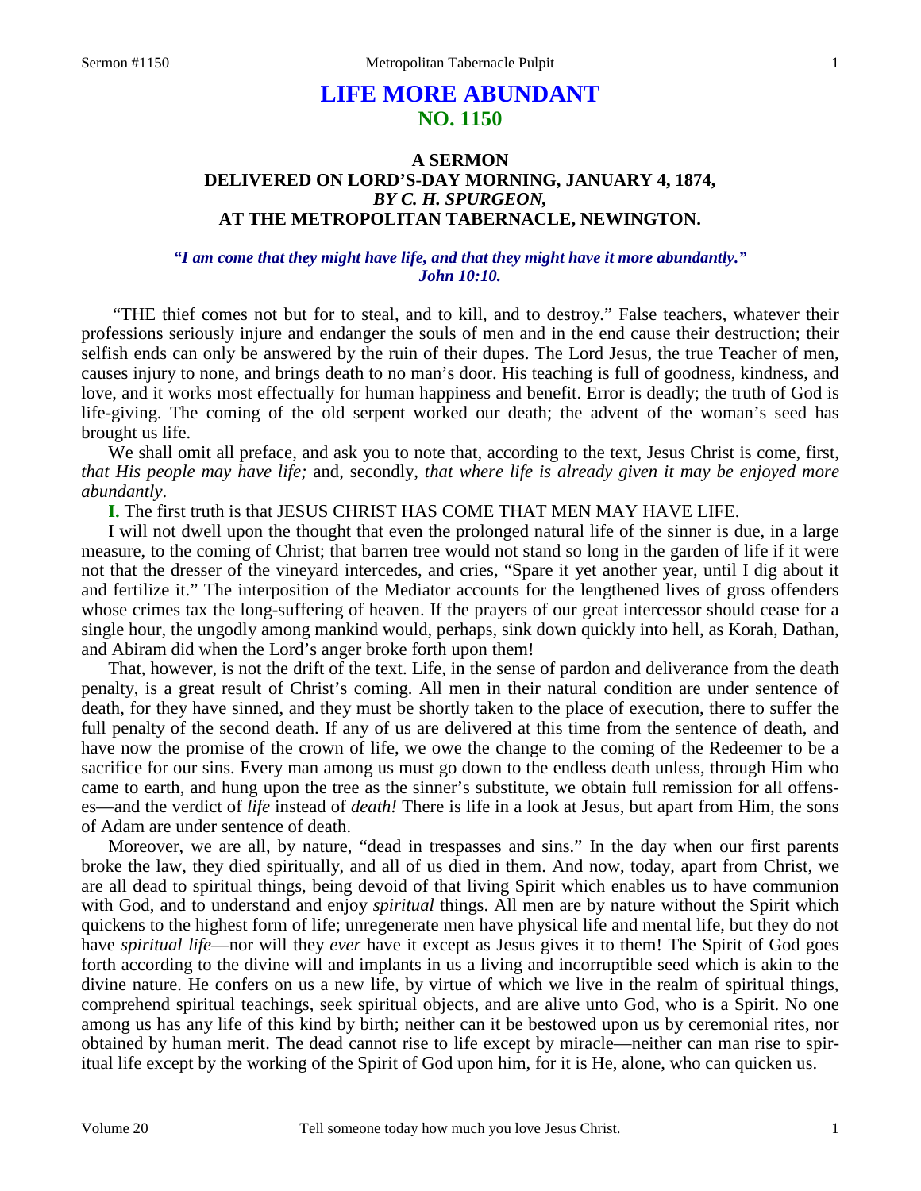# LIFE MORE ABUNDANT
## NO. 1150

### A SERMON
### DELIVERED ON LORD'S-DAY MORNING, JANUARY 4, 1874,
### *BY C. H. SPURGEON,*
### AT THE METROPOLITAN TABERNACLE, NEWINGTON.

***"I am come that they might have life, and that they might have it more abundantly." John 10:10.***

"THE thief comes not but for to steal, and to kill, and to destroy." False teachers, whatever their professions seriously injure and endanger the souls of men and in the end cause their destruction; their selfish ends can only be answered by the ruin of their dupes. The Lord Jesus, the true Teacher of men, causes injury to none, and brings death to no man's door. His teaching is full of goodness, kindness, and love, and it works most effectually for human happiness and benefit. Error is deadly; the truth of God is life-giving. The coming of the old serpent worked our death; the advent of the woman's seed has brought us life.

We shall omit all preface, and ask you to note that, according to the text, Jesus Christ is come, first, *that His people may have life;* and, secondly, *that where life is already given it may be enjoyed more abundantly*.

**I.** The first truth is that JESUS CHRIST HAS COME THAT MEN MAY HAVE LIFE.

I will not dwell upon the thought that even the prolonged natural life of the sinner is due, in a large measure, to the coming of Christ; that barren tree would not stand so long in the garden of life if it were not that the dresser of the vineyard intercedes, and cries, "Spare it yet another year, until I dig about it and fertilize it." The interposition of the Mediator accounts for the lengthened lives of gross offenders whose crimes tax the long-suffering of heaven. If the prayers of our great intercessor should cease for a single hour, the ungodly among mankind would, perhaps, sink down quickly into hell, as Korah, Dathan, and Abiram did when the Lord's anger broke forth upon them!

That, however, is not the drift of the text. Life, in the sense of pardon and deliverance from the death penalty, is a great result of Christ's coming. All men in their natural condition are under sentence of death, for they have sinned, and they must be shortly taken to the place of execution, there to suffer the full penalty of the second death. If any of us are delivered at this time from the sentence of death, and have now the promise of the crown of life, we owe the change to the coming of the Redeemer to be a sacrifice for our sins. Every man among us must go down to the endless death unless, through Him who came to earth, and hung upon the tree as the sinner's substitute, we obtain full remission for all offenses—and the verdict of *life* instead of *death!* There is life in a look at Jesus, but apart from Him, the sons of Adam are under sentence of death.

Moreover, we are all, by nature, "dead in trespasses and sins." In the day when our first parents broke the law, they died spiritually, and all of us died in them. And now, today, apart from Christ, we are all dead to spiritual things, being devoid of that living Spirit which enables us to have communion with God, and to understand and enjoy *spiritual* things. All men are by nature without the Spirit which quickens to the highest form of life; unregenerate men have physical life and mental life, but they do not have *spiritual life*—nor will they *ever* have it except as Jesus gives it to them! The Spirit of God goes forth according to the divine will and implants in us a living and incorruptible seed which is akin to the divine nature. He confers on us a new life, by virtue of which we live in the realm of spiritual things, comprehend spiritual teachings, seek spiritual objects, and are alive unto God, who is a Spirit. No one among us has any life of this kind by birth; neither can it be bestowed upon us by ceremonial rites, nor obtained by human merit. The dead cannot rise to life except by miracle—neither can man rise to spiritual life except by the working of the Spirit of God upon him, for it is He, alone, who can quicken us.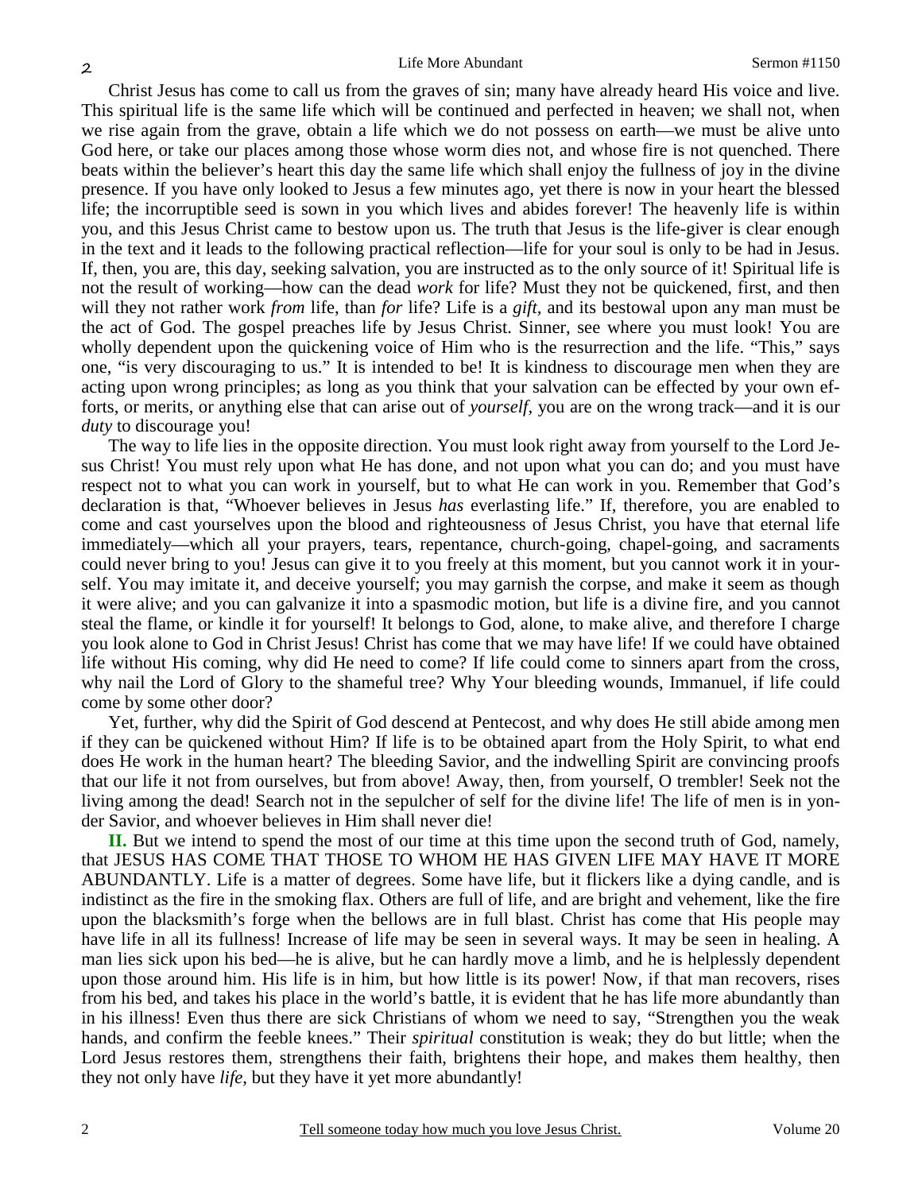Christ Jesus has come to call us from the graves of sin; many have already heard His voice and live. This spiritual life is the same life which will be continued and perfected in heaven; we shall not, when we rise again from the grave, obtain a life which we do not possess on earth—we must be alive unto God here, or take our places among those whose worm dies not, and whose fire is not quenched. There beats within the believer's heart this day the same life which shall enjoy the fullness of joy in the divine presence. If you have only looked to Jesus a few minutes ago, yet there is now in your heart the blessed life; the incorruptible seed is sown in you which lives and abides forever! The heavenly life is within you, and this Jesus Christ came to bestow upon us. The truth that Jesus is the life-giver is clear enough in the text and it leads to the following practical reflection—life for your soul is only to be had in Jesus. If, then, you are, this day, seeking salvation, you are instructed as to the only source of it! Spiritual life is not the result of working—how can the dead *work* for life? Must they not be quickened, first, and then will they not rather work *from* life, than *for* life? Life is a *gift,* and its bestowal upon any man must be the act of God. The gospel preaches life by Jesus Christ. Sinner, see where you must look! You are wholly dependent upon the quickening voice of Him who is the resurrection and the life. "This," says one, "is very discouraging to us." It is intended to be! It is kindness to discourage men when they are acting upon wrong principles; as long as you think that your salvation can be effected by your own efforts, or merits, or anything else that can arise out of *yourself,* you are on the wrong track—and it is our *duty* to discourage you!

The way to life lies in the opposite direction. You must look right away from yourself to the Lord Jesus Christ! You must rely upon what He has done, and not upon what you can do; and you must have respect not to what you can work in yourself, but to what He can work in you. Remember that God's declaration is that, "Whoever believes in Jesus *has* everlasting life." If, therefore, you are enabled to come and cast yourselves upon the blood and righteousness of Jesus Christ, you have that eternal life immediately—which all your prayers, tears, repentance, church-going, chapel-going, and sacraments could never bring to you! Jesus can give it to you freely at this moment, but you cannot work it in yourself. You may imitate it, and deceive yourself; you may garnish the corpse, and make it seem as though it were alive; and you can galvanize it into a spasmodic motion, but life is a divine fire, and you cannot steal the flame, or kindle it for yourself! It belongs to God, alone, to make alive, and therefore I charge you look alone to God in Christ Jesus! Christ has come that we may have life! If we could have obtained life without His coming, why did He need to come? If life could come to sinners apart from the cross, why nail the Lord of Glory to the shameful tree? Why Your bleeding wounds, Immanuel, if life could come by some other door?

Yet, further, why did the Spirit of God descend at Pentecost, and why does He still abide among men if they can be quickened without Him? If life is to be obtained apart from the Holy Spirit, to what end does He work in the human heart? The bleeding Savior, and the indwelling Spirit are convincing proofs that our life it not from ourselves, but from above! Away, then, from yourself, O trembler! Seek not the living among the dead! Search not in the sepulcher of self for the divine life! The life of men is in yonder Savior, and whoever believes in Him shall never die!

**II.** But we intend to spend the most of our time at this time upon the second truth of God, namely, that JESUS HAS COME THAT THOSE TO WHOM HE HAS GIVEN LIFE MAY HAVE IT MORE ABUNDANTLY. Life is a matter of degrees. Some have life, but it flickers like a dying candle, and is indistinct as the fire in the smoking flax. Others are full of life, and are bright and vehement, like the fire upon the blacksmith's forge when the bellows are in full blast. Christ has come that His people may have life in all its fullness! Increase of life may be seen in several ways. It may be seen in healing. A man lies sick upon his bed—he is alive, but he can hardly move a limb, and he is helplessly dependent upon those around him. His life is in him, but how little is its power! Now, if that man recovers, rises from his bed, and takes his place in the world's battle, it is evident that he has life more abundantly than in his illness! Even thus there are sick Christians of whom we need to say, "Strengthen you the weak hands, and confirm the feeble knees." Their *spiritual* constitution is weak; they do but little; when the Lord Jesus restores them, strengthens their faith, brightens their hope, and makes them healthy, then they not only have *life,* but they have it yet more abundantly!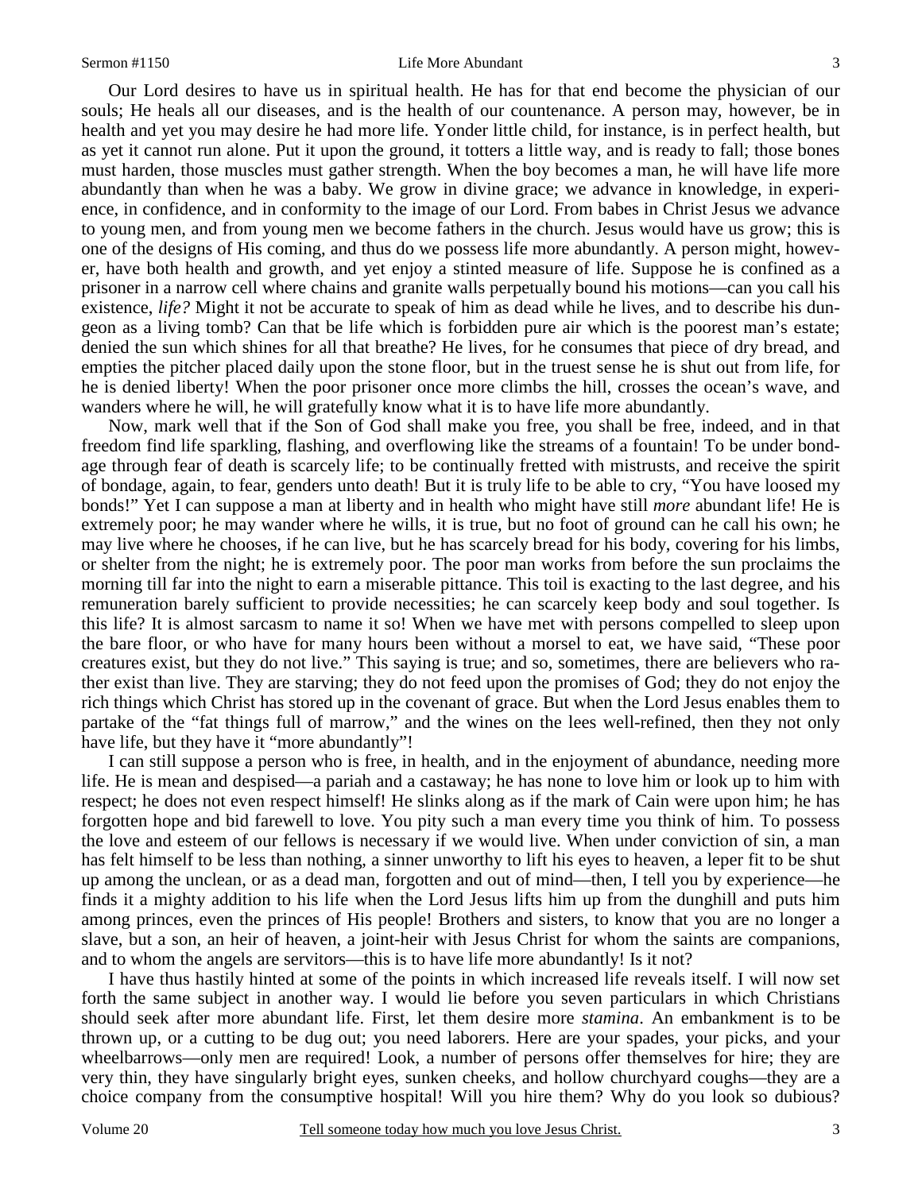Our Lord desires to have us in spiritual health. He has for that end become the physician of our souls; He heals all our diseases, and is the health of our countenance. A person may, however, be in health and yet you may desire he had more life. Yonder little child, for instance, is in perfect health, but as yet it cannot run alone. Put it upon the ground, it totters a little way, and is ready to fall; those bones must harden, those muscles must gather strength. When the boy becomes a man, he will have life more abundantly than when he was a baby. We grow in divine grace; we advance in knowledge, in experience, in confidence, and in conformity to the image of our Lord. From babes in Christ Jesus we advance to young men, and from young men we become fathers in the church. Jesus would have us grow; this is one of the designs of His coming, and thus do we possess life more abundantly. A person might, however, have both health and growth, and yet enjoy a stinted measure of life. Suppose he is confined as a prisoner in a narrow cell where chains and granite walls perpetually bound his motions—can you call his existence, *life?* Might it not be accurate to speak of him as dead while he lives, and to describe his dungeon as a living tomb? Can that be life which is forbidden pure air which is the poorest man's estate; denied the sun which shines for all that breathe? He lives, for he consumes that piece of dry bread, and empties the pitcher placed daily upon the stone floor, but in the truest sense he is shut out from life, for he is denied liberty! When the poor prisoner once more climbs the hill, crosses the ocean's wave, and wanders where he will, he will gratefully know what it is to have life more abundantly.

Now, mark well that if the Son of God shall make you free, you shall be free, indeed, and in that freedom find life sparkling, flashing, and overflowing like the streams of a fountain! To be under bondage through fear of death is scarcely life; to be continually fretted with mistrusts, and receive the spirit of bondage, again, to fear, genders unto death! But it is truly life to be able to cry, "You have loosed my bonds!" Yet I can suppose a man at liberty and in health who might have still *more* abundant life! He is extremely poor; he may wander where he wills, it is true, but no foot of ground can he call his own; he may live where he chooses, if he can live, but he has scarcely bread for his body, covering for his limbs, or shelter from the night; he is extremely poor. The poor man works from before the sun proclaims the morning till far into the night to earn a miserable pittance. This toil is exacting to the last degree, and his remuneration barely sufficient to provide necessities; he can scarcely keep body and soul together. Is this life? It is almost sarcasm to name it so! When we have met with persons compelled to sleep upon the bare floor, or who have for many hours been without a morsel to eat, we have said, "These poor creatures exist, but they do not live." This saying is true; and so, sometimes, there are believers who rather exist than live. They are starving; they do not feed upon the promises of God; they do not enjoy the rich things which Christ has stored up in the covenant of grace. But when the Lord Jesus enables them to partake of the "fat things full of marrow," and the wines on the lees well-refined, then they not only have life, but they have it "more abundantly"!

I can still suppose a person who is free, in health, and in the enjoyment of abundance, needing more life. He is mean and despised—a pariah and a castaway; he has none to love him or look up to him with respect; he does not even respect himself! He slinks along as if the mark of Cain were upon him; he has forgotten hope and bid farewell to love. You pity such a man every time you think of him. To possess the love and esteem of our fellows is necessary if we would live. When under conviction of sin, a man has felt himself to be less than nothing, a sinner unworthy to lift his eyes to heaven, a leper fit to be shut up among the unclean, or as a dead man, forgotten and out of mind—then, I tell you by experience—he finds it a mighty addition to his life when the Lord Jesus lifts him up from the dunghill and puts him among princes, even the princes of His people! Brothers and sisters, to know that you are no longer a slave, but a son, an heir of heaven, a joint-heir with Jesus Christ for whom the saints are companions, and to whom the angels are servitors—this is to have life more abundantly! Is it not?

I have thus hastily hinted at some of the points in which increased life reveals itself. I will now set forth the same subject in another way. I would lie before you seven particulars in which Christians should seek after more abundant life. First, let them desire more *stamina*. An embankment is to be thrown up, or a cutting to be dug out; you need laborers. Here are your spades, your picks, and your wheelbarrows—only men are required! Look, a number of persons offer themselves for hire; they are very thin, they have singularly bright eyes, sunken cheeks, and hollow churchyard coughs—they are a choice company from the consumptive hospital! Will you hire them? Why do you look so dubious?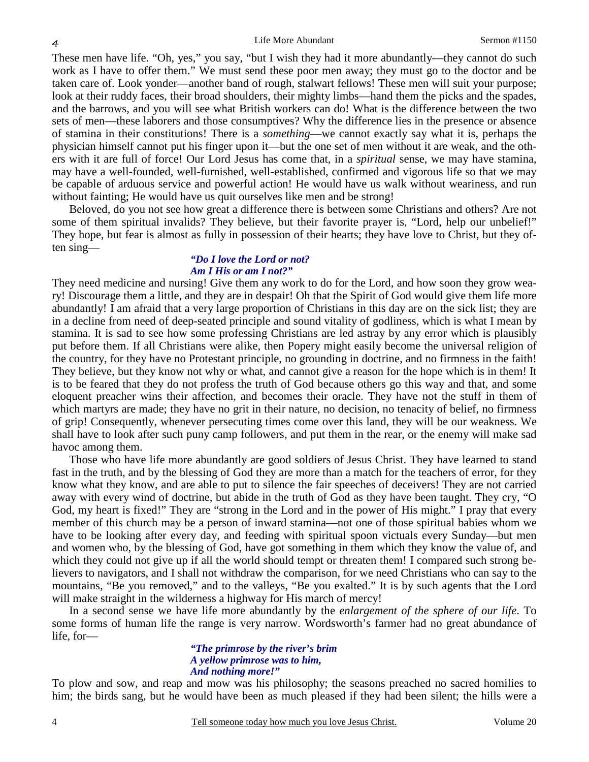These men have life. "Oh, yes," you say, "but I wish they had it more abundantly—they cannot do such work as I have to offer them." We must send these poor men away; they must go to the doctor and be taken care of. Look yonder—another band of rough, stalwart fellows! These men will suit your purpose; look at their ruddy faces, their broad shoulders, their mighty limbs—hand them the picks and the spades, and the barrows, and you will see what British workers can do! What is the difference between the two sets of men—these laborers and those consumptives? Why the difference lies in the presence or absence of stamina in their constitutions! There is a *something*—we cannot exactly say what it is, perhaps the physician himself cannot put his finger upon it—but the one set of men without it are weak, and the others with it are full of force! Our Lord Jesus has come that, in a *spiritual* sense, we may have stamina, may have a well-founded, well-furnished, well-established, confirmed and vigorous life so that we may be capable of arduous service and powerful action! He would have us walk without weariness, and run without fainting; He would have us quit ourselves like men and be strong!

Beloved, do you not see how great a difference there is between some Christians and others? Are not some of them spiritual invalids? They believe, but their favorite prayer is, "Lord, help our unbelief!" They hope, but fear is almost as fully in possession of their hearts; they have love to Christ, but they often sing—

> ***"Do I love the Lord or not?***
> ***Am I His or am I not?"***

They need medicine and nursing! Give them any work to do for the Lord, and how soon they grow weary! Discourage them a little, and they are in despair! Oh that the Spirit of God would give them life more abundantly! I am afraid that a very large proportion of Christians in this day are on the sick list; they are in a decline from need of deep-seated principle and sound vitality of godliness, which is what I mean by stamina. It is sad to see how some professing Christians are led astray by any error which is plausibly put before them. If all Christians were alike, then Popery might easily become the universal religion of the country, for they have no Protestant principle, no grounding in doctrine, and no firmness in the faith! They believe, but they know not why or what, and cannot give a reason for the hope which is in them! It is to be feared that they do not profess the truth of God because others go this way and that, and some eloquent preacher wins their affection, and becomes their oracle. They have not the stuff in them of which martyrs are made; they have no grit in their nature, no decision, no tenacity of belief, no firmness of grip! Consequently, whenever persecuting times come over this land, they will be our weakness. We shall have to look after such puny camp followers, and put them in the rear, or the enemy will make sad havoc among them.

Those who have life more abundantly are good soldiers of Jesus Christ. They have learned to stand fast in the truth, and by the blessing of God they are more than a match for the teachers of error, for they know what they know, and are able to put to silence the fair speeches of deceivers! They are not carried away with every wind of doctrine, but abide in the truth of God as they have been taught. They cry, "O God, my heart is fixed!" They are "strong in the Lord and in the power of His might." I pray that every member of this church may be a person of inward stamina—not one of those spiritual babies whom we have to be looking after every day, and feeding with spiritual spoon victuals every Sunday—but men and women who, by the blessing of God, have got something in them which they know the value of, and which they could not give up if all the world should tempt or threaten them! I compared such strong believers to navigators, and I shall not withdraw the comparison, for we need Christians who can say to the mountains, "Be you removed," and to the valleys, "Be you exalted." It is by such agents that the Lord will make straight in the wilderness a highway for His march of mercy!

In a second sense we have life more abundantly by the *enlargement of the sphere of our life*. To some forms of human life the range is very narrow. Wordsworth's farmer had no great abundance of life, for—

> ***"The primrose by the river's brim***
> ***A yellow primrose was to him,***
> ***And nothing more!"***

To plow and sow, and reap and mow was his philosophy; the seasons preached no sacred homilies to him; the birds sang, but he would have been as much pleased if they had been silent; the hills were a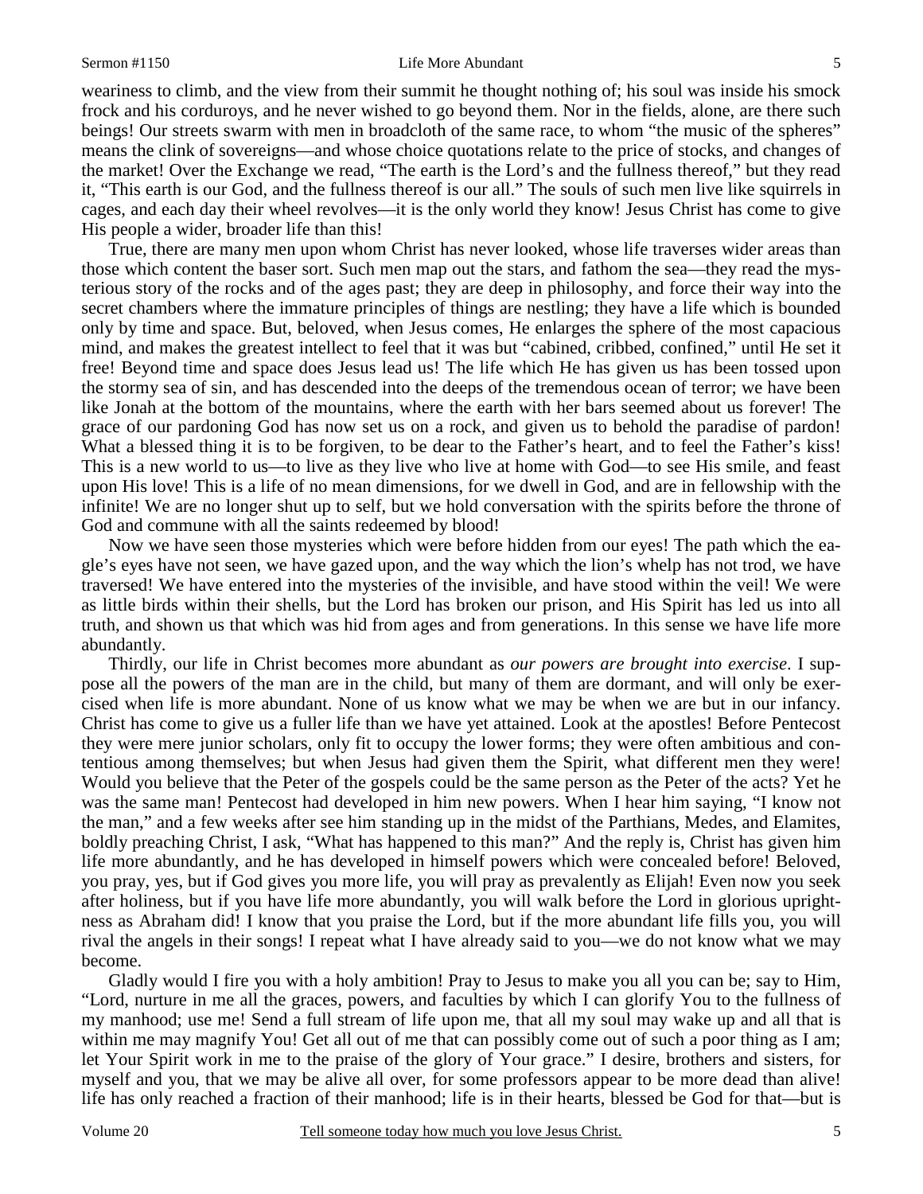weariness to climb, and the view from their summit he thought nothing of; his soul was inside his smock frock and his corduroys, and he never wished to go beyond them. Nor in the fields, alone, are there such beings! Our streets swarm with men in broadcloth of the same race, to whom "the music of the spheres" means the clink of sovereigns—and whose choice quotations relate to the price of stocks, and changes of the market! Over the Exchange we read, "The earth is the Lord's and the fullness thereof," but they read it, "This earth is our God, and the fullness thereof is our all." The souls of such men live like squirrels in cages, and each day their wheel revolves—it is the only world they know! Jesus Christ has come to give His people a wider, broader life than this!

True, there are many men upon whom Christ has never looked, whose life traverses wider areas than those which content the baser sort. Such men map out the stars, and fathom the sea—they read the mysterious story of the rocks and of the ages past; they are deep in philosophy, and force their way into the secret chambers where the immature principles of things are nestling; they have a life which is bounded only by time and space. But, beloved, when Jesus comes, He enlarges the sphere of the most capacious mind, and makes the greatest intellect to feel that it was but "cabined, cribbed, confined," until He set it free! Beyond time and space does Jesus lead us! The life which He has given us has been tossed upon the stormy sea of sin, and has descended into the deeps of the tremendous ocean of terror; we have been like Jonah at the bottom of the mountains, where the earth with her bars seemed about us forever! The grace of our pardoning God has now set us on a rock, and given us to behold the paradise of pardon! What a blessed thing it is to be forgiven, to be dear to the Father's heart, and to feel the Father's kiss! This is a new world to us—to live as they live who live at home with God—to see His smile, and feast upon His love! This is a life of no mean dimensions, for we dwell in God, and are in fellowship with the infinite! We are no longer shut up to self, but we hold conversation with the spirits before the throne of God and commune with all the saints redeemed by blood!

Now we have seen those mysteries which were before hidden from our eyes! The path which the eagle's eyes have not seen, we have gazed upon, and the way which the lion's whelp has not trod, we have traversed! We have entered into the mysteries of the invisible, and have stood within the veil! We were as little birds within their shells, but the Lord has broken our prison, and His Spirit has led us into all truth, and shown us that which was hid from ages and from generations. In this sense we have life more abundantly.

Thirdly, our life in Christ becomes more abundant as *our powers are brought into exercise*. I suppose all the powers of the man are in the child, but many of them are dormant, and will only be exercised when life is more abundant. None of us know what we may be when we are but in our infancy. Christ has come to give us a fuller life than we have yet attained. Look at the apostles! Before Pentecost they were mere junior scholars, only fit to occupy the lower forms; they were often ambitious and contentious among themselves; but when Jesus had given them the Spirit, what different men they were! Would you believe that the Peter of the gospels could be the same person as the Peter of the acts? Yet he was the same man! Pentecost had developed in him new powers. When I hear him saying, "I know not the man," and a few weeks after see him standing up in the midst of the Parthians, Medes, and Elamites, boldly preaching Christ, I ask, "What has happened to this man?" And the reply is, Christ has given him life more abundantly, and he has developed in himself powers which were concealed before! Beloved, you pray, yes, but if God gives you more life, you will pray as prevalently as Elijah! Even now you seek after holiness, but if you have life more abundantly, you will walk before the Lord in glorious uprightness as Abraham did! I know that you praise the Lord, but if the more abundant life fills you, you will rival the angels in their songs! I repeat what I have already said to you—we do not know what we may become.

Gladly would I fire you with a holy ambition! Pray to Jesus to make you all you can be; say to Him, "Lord, nurture in me all the graces, powers, and faculties by which I can glorify You to the fullness of my manhood; use me! Send a full stream of life upon me, that all my soul may wake up and all that is within me may magnify You! Get all out of me that can possibly come out of such a poor thing as I am; let Your Spirit work in me to the praise of the glory of Your grace." I desire, brothers and sisters, for myself and you, that we may be alive all over, for some professors appear to be more dead than alive! life has only reached a fraction of their manhood; life is in their hearts, blessed be God for that—but is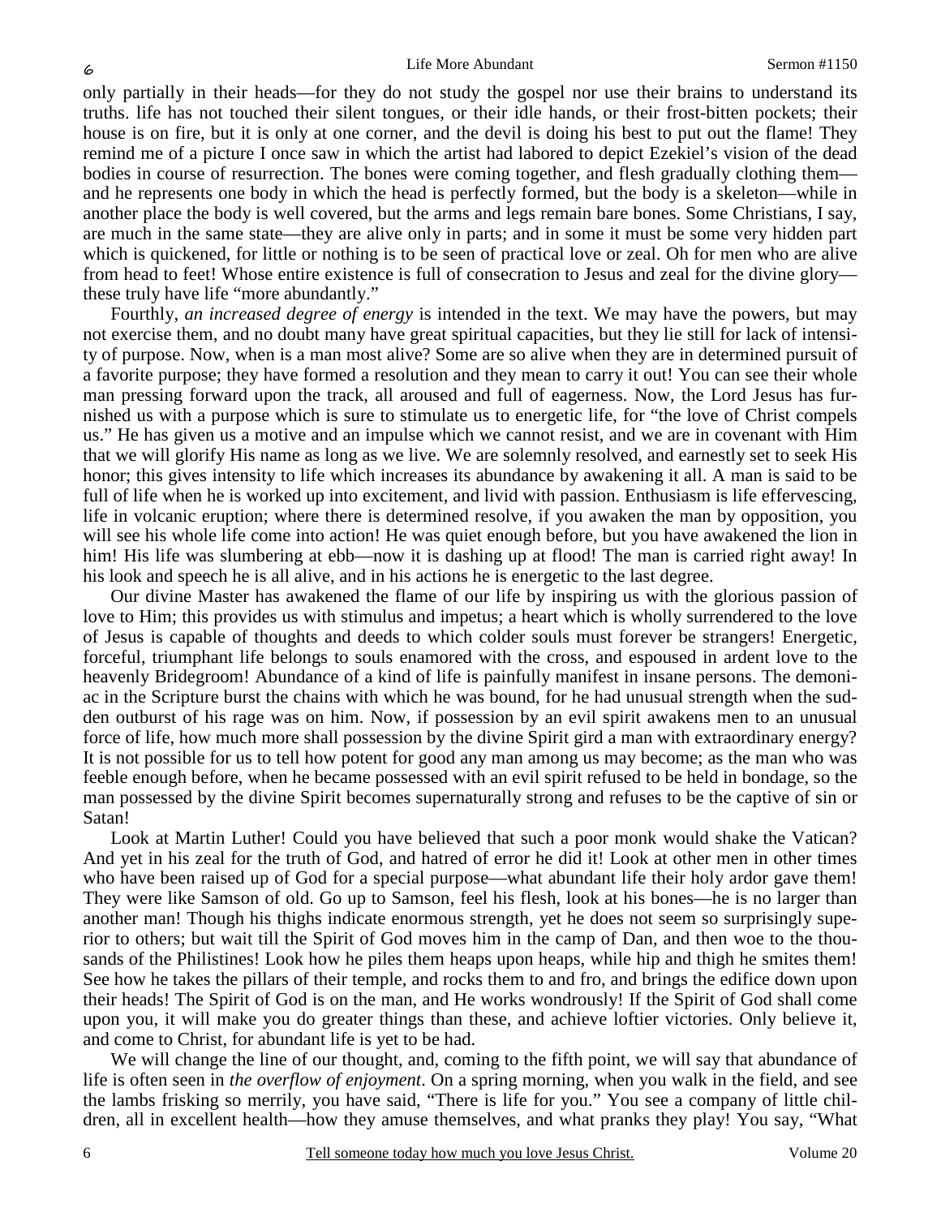only partially in their heads—for they do not study the gospel nor use their brains to understand its truths. life has not touched their silent tongues, or their idle hands, or their frost-bitten pockets; their house is on fire, but it is only at one corner, and the devil is doing his best to put out the flame! They remind me of a picture I once saw in which the artist had labored to depict Ezekiel's vision of the dead bodies in course of resurrection. The bones were coming together, and flesh gradually clothing them—and he represents one body in which the head is perfectly formed, but the body is a skeleton—while in another place the body is well covered, but the arms and legs remain bare bones. Some Christians, I say, are much in the same state—they are alive only in parts; and in some it must be some very hidden part which is quickened, for little or nothing is to be seen of practical love or zeal. Oh for men who are alive from head to feet! Whose entire existence is full of consecration to Jesus and zeal for the divine glory—these truly have life "more abundantly."

Fourthly, *an increased degree of energy* is intended in the text. We may have the powers, but may not exercise them, and no doubt many have great spiritual capacities, but they lie still for lack of intensity of purpose. Now, when is a man most alive? Some are so alive when they are in determined pursuit of a favorite purpose; they have formed a resolution and they mean to carry it out! You can see their whole man pressing forward upon the track, all aroused and full of eagerness. Now, the Lord Jesus has furnished us with a purpose which is sure to stimulate us to energetic life, for "the love of Christ compels us." He has given us a motive and an impulse which we cannot resist, and we are in covenant with Him that we will glorify His name as long as we live. We are solemnly resolved, and earnestly set to seek His honor; this gives intensity to life which increases its abundance by awakening it all. A man is said to be full of life when he is worked up into excitement, and livid with passion. Enthusiasm is life effervescing, life in volcanic eruption; where there is determined resolve, if you awaken the man by opposition, you will see his whole life come into action! He was quiet enough before, but you have awakened the lion in him! His life was slumbering at ebb—now it is dashing up at flood! The man is carried right away! In his look and speech he is all alive, and in his actions he is energetic to the last degree.

Our divine Master has awakened the flame of our life by inspiring us with the glorious passion of love to Him; this provides us with stimulus and impetus; a heart which is wholly surrendered to the love of Jesus is capable of thoughts and deeds to which colder souls must forever be strangers! Energetic, forceful, triumphant life belongs to souls enamored with the cross, and espoused in ardent love to the heavenly Bridegroom! Abundance of a kind of life is painfully manifest in insane persons. The demoniac in the Scripture burst the chains with which he was bound, for he had unusual strength when the sudden outburst of his rage was on him. Now, if possession by an evil spirit awakens men to an unusual force of life, how much more shall possession by the divine Spirit gird a man with extraordinary energy? It is not possible for us to tell how potent for good any man among us may become; as the man who was feeble enough before, when he became possessed with an evil spirit refused to be held in bondage, so the man possessed by the divine Spirit becomes supernaturally strong and refuses to be the captive of sin or Satan!

Look at Martin Luther! Could you have believed that such a poor monk would shake the Vatican? And yet in his zeal for the truth of God, and hatred of error he did it! Look at other men in other times who have been raised up of God for a special purpose—what abundant life their holy ardor gave them! They were like Samson of old. Go up to Samson, feel his flesh, look at his bones—he is no larger than another man! Though his thighs indicate enormous strength, yet he does not seem so surprisingly superior to others; but wait till the Spirit of God moves him in the camp of Dan, and then woe to the thousands of the Philistines! Look how he piles them heaps upon heaps, while hip and thigh he smites them! See how he takes the pillars of their temple, and rocks them to and fro, and brings the edifice down upon their heads! The Spirit of God is on the man, and He works wondrously! If the Spirit of God shall come upon you, it will make you do greater things than these, and achieve loftier victories. Only believe it, and come to Christ, for abundant life is yet to be had.

We will change the line of our thought, and, coming to the fifth point, we will say that abundance of life is often seen in *the overflow of enjoyment*. On a spring morning, when you walk in the field, and see the lambs frisking so merrily, you have said, "There is life for you." You see a company of little children, all in excellent health—how they amuse themselves, and what pranks they play! You say, "What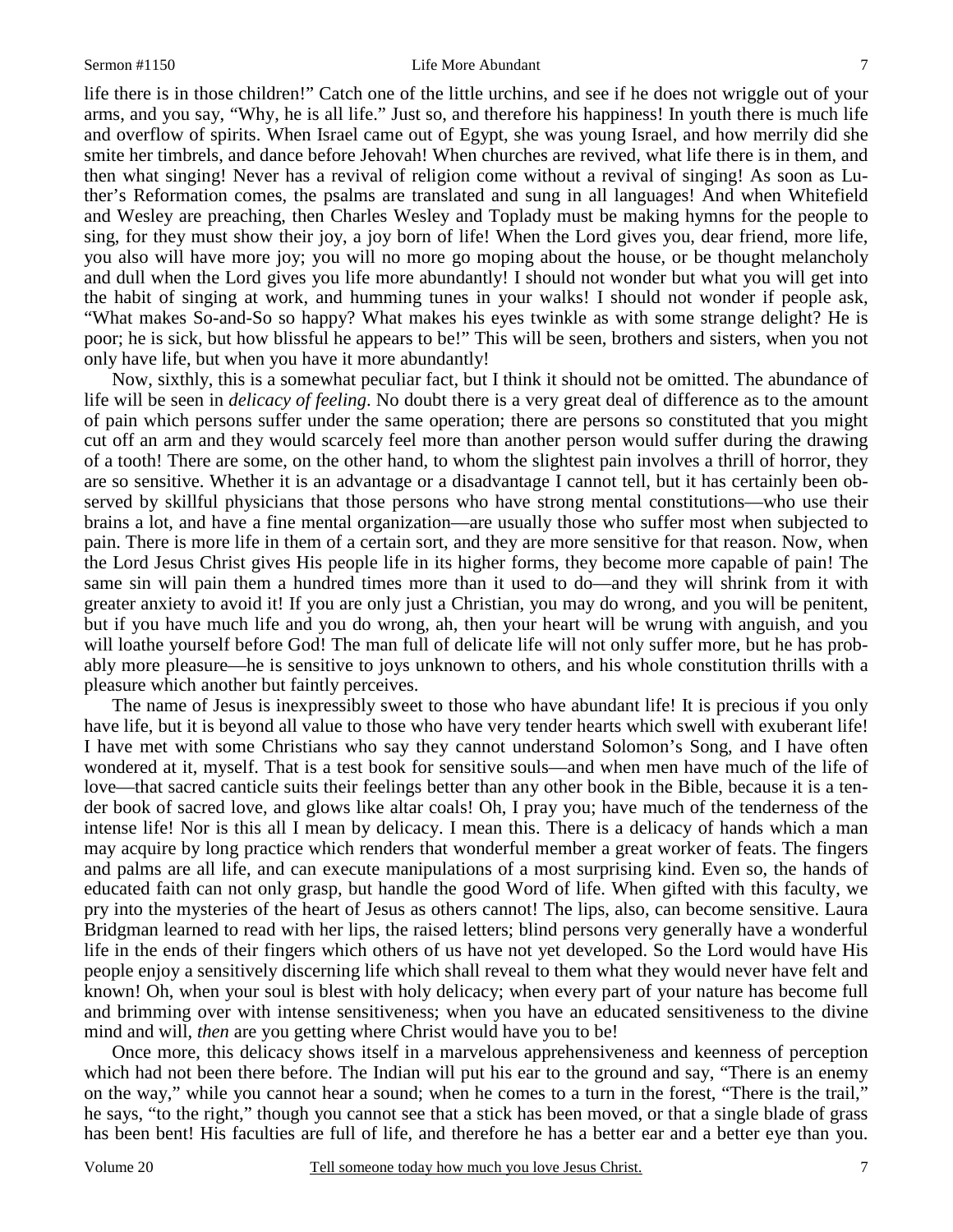life there is in those children!" Catch one of the little urchins, and see if he does not wriggle out of your arms, and you say, "Why, he is all life." Just so, and therefore his happiness! In youth there is much life and overflow of spirits. When Israel came out of Egypt, she was young Israel, and how merrily did she smite her timbrels, and dance before Jehovah! When churches are revived, what life there is in them, and then what singing! Never has a revival of religion come without a revival of singing! As soon as Luther's Reformation comes, the psalms are translated and sung in all languages! And when Whitefield and Wesley are preaching, then Charles Wesley and Toplady must be making hymns for the people to sing, for they must show their joy, a joy born of life! When the Lord gives you, dear friend, more life, you also will have more joy; you will no more go moping about the house, or be thought melancholy and dull when the Lord gives you life more abundantly! I should not wonder but what you will get into the habit of singing at work, and humming tunes in your walks! I should not wonder if people ask, "What makes So-and-So so happy? What makes his eyes twinkle as with some strange delight? He is poor; he is sick, but how blissful he appears to be!" This will be seen, brothers and sisters, when you not only have life, but when you have it more abundantly!

Now, sixthly, this is a somewhat peculiar fact, but I think it should not be omitted. The abundance of life will be seen in *delicacy of feeling*. No doubt there is a very great deal of difference as to the amount of pain which persons suffer under the same operation; there are persons so constituted that you might cut off an arm and they would scarcely feel more than another person would suffer during the drawing of a tooth! There are some, on the other hand, to whom the slightest pain involves a thrill of horror, they are so sensitive. Whether it is an advantage or a disadvantage I cannot tell, but it has certainly been observed by skillful physicians that those persons who have strong mental constitutions—who use their brains a lot, and have a fine mental organization—are usually those who suffer most when subjected to pain. There is more life in them of a certain sort, and they are more sensitive for that reason. Now, when the Lord Jesus Christ gives His people life in its higher forms, they become more capable of pain! The same sin will pain them a hundred times more than it used to do—and they will shrink from it with greater anxiety to avoid it! If you are only just a Christian, you may do wrong, and you will be penitent, but if you have much life and you do wrong, ah, then your heart will be wrung with anguish, and you will loathe yourself before God! The man full of delicate life will not only suffer more, but he has probably more pleasure—he is sensitive to joys unknown to others, and his whole constitution thrills with a pleasure which another but faintly perceives.

The name of Jesus is inexpressibly sweet to those who have abundant life! It is precious if you only have life, but it is beyond all value to those who have very tender hearts which swell with exuberant life! I have met with some Christians who say they cannot understand Solomon's Song, and I have often wondered at it, myself. That is a test book for sensitive souls—and when men have much of the life of love—that sacred canticle suits their feelings better than any other book in the Bible, because it is a tender book of sacred love, and glows like altar coals! Oh, I pray you; have much of the tenderness of the intense life! Nor is this all I mean by delicacy. I mean this. There is a delicacy of hands which a man may acquire by long practice which renders that wonderful member a great worker of feats. The fingers and palms are all life, and can execute manipulations of a most surprising kind. Even so, the hands of educated faith can not only grasp, but handle the good Word of life. When gifted with this faculty, we pry into the mysteries of the heart of Jesus as others cannot! The lips, also, can become sensitive. Laura Bridgman learned to read with her lips, the raised letters; blind persons very generally have a wonderful life in the ends of their fingers which others of us have not yet developed. So the Lord would have His people enjoy a sensitively discerning life which shall reveal to them what they would never have felt and known! Oh, when your soul is blest with holy delicacy; when every part of your nature has become full and brimming over with intense sensitiveness; when you have an educated sensitiveness to the divine mind and will, *then* are you getting where Christ would have you to be!

Once more, this delicacy shows itself in a marvelous apprehensiveness and keenness of perception which had not been there before. The Indian will put his ear to the ground and say, "There is an enemy on the way," while you cannot hear a sound; when he comes to a turn in the forest, "There is the trail," he says, "to the right," though you cannot see that a stick has been moved, or that a single blade of grass has been bent! His faculties are full of life, and therefore he has a better ear and a better eye than you.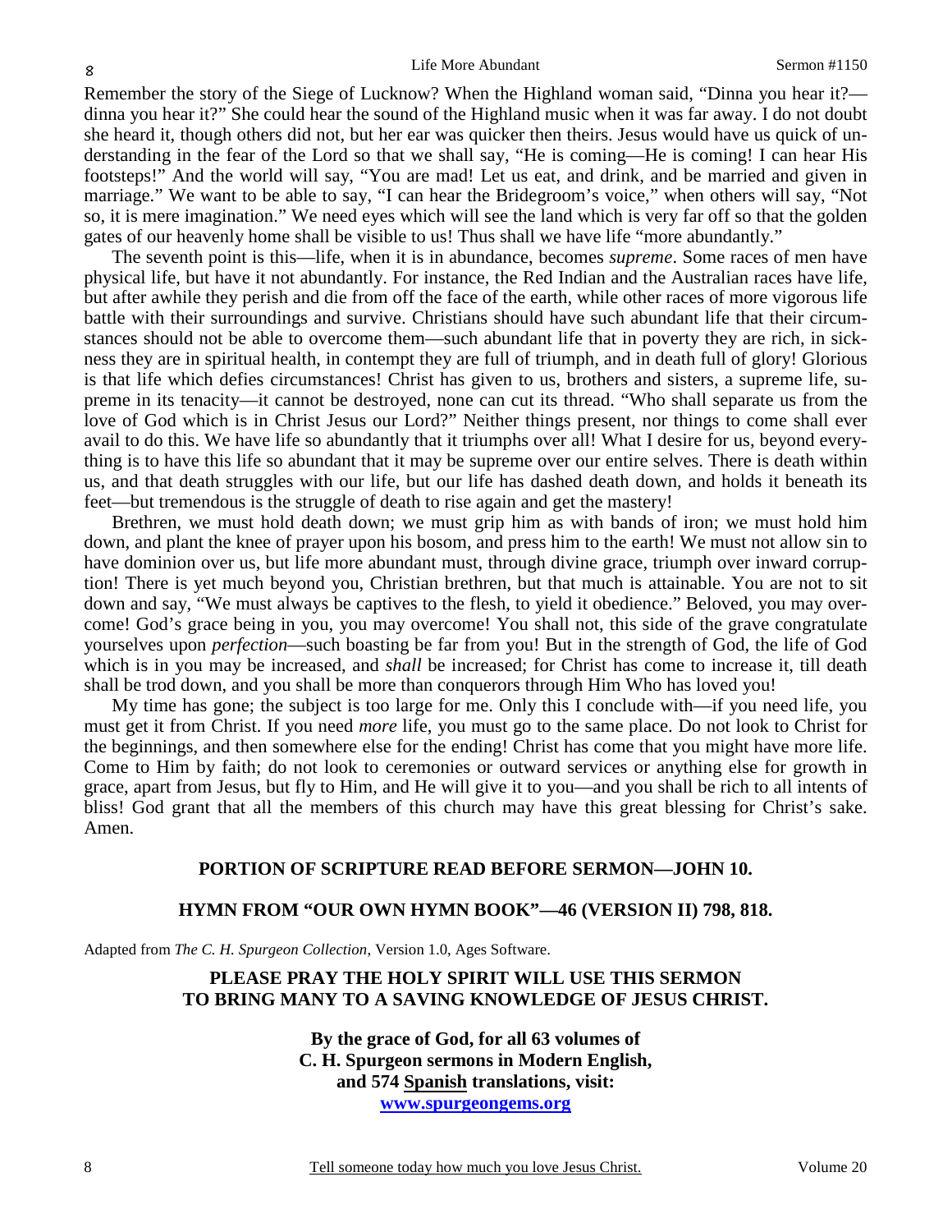Remember the story of the Siege of Lucknow? When the Highland woman said, "Dinna you hear it?—dinna you hear it?" She could hear the sound of the Highland music when it was far away. I do not doubt she heard it, though others did not, but her ear was quicker then theirs. Jesus would have us quick of understanding in the fear of the Lord so that we shall say, "He is coming—He is coming! I can hear His footsteps!" And the world will say, "You are mad! Let us eat, and drink, and be married and given in marriage." We want to be able to say, "I can hear the Bridegroom's voice," when others will say, "Not so, it is mere imagination." We need eyes which will see the land which is very far off so that the golden gates of our heavenly home shall be visible to us! Thus shall we have life "more abundantly."

The seventh point is this—life, when it is in abundance, becomes *supreme*. Some races of men have physical life, but have it not abundantly. For instance, the Red Indian and the Australian races have life, but after awhile they perish and die from off the face of the earth, while other races of more vigorous life battle with their surroundings and survive. Christians should have such abundant life that their circumstances should not be able to overcome them—such abundant life that in poverty they are rich, in sickness they are in spiritual health, in contempt they are full of triumph, and in death full of glory! Glorious is that life which defies circumstances! Christ has given to us, brothers and sisters, a supreme life, supreme in its tenacity—it cannot be destroyed, none can cut its thread. "Who shall separate us from the love of God which is in Christ Jesus our Lord?" Neither things present, nor things to come shall ever avail to do this. We have life so abundantly that it triumphs over all! What I desire for us, beyond everything is to have this life so abundant that it may be supreme over our entire selves. There is death within us, and that death struggles with our life, but our life has dashed death down, and holds it beneath its feet—but tremendous is the struggle of death to rise again and get the mastery!

Brethren, we must hold death down; we must grip him as with bands of iron; we must hold him down, and plant the knee of prayer upon his bosom, and press him to the earth! We must not allow sin to have dominion over us, but life more abundant must, through divine grace, triumph over inward corruption! There is yet much beyond you, Christian brethren, but that much is attainable. You are not to sit down and say, "We must always be captives to the flesh, to yield it obedience." Beloved, you may overcome! God's grace being in you, you may overcome! You shall not, this side of the grave congratulate yourselves upon *perfection*—such boasting be far from you! But in the strength of God, the life of God which is in you may be increased, and *shall* be increased; for Christ has come to increase it, till death shall be trod down, and you shall be more than conquerors through Him Who has loved you!

My time has gone; the subject is too large for me. Only this I conclude with—if you need life, you must get it from Christ. If you need *more* life, you must go to the same place. Do not look to Christ for the beginnings, and then somewhere else for the ending! Christ has come that you might have more life. Come to Him by faith; do not look to ceremonies or outward services or anything else for growth in grace, apart from Jesus, but fly to Him, and He will give it to you—and you shall be rich to all intents of bliss! God grant that all the members of this church may have this great blessing for Christ's sake. Amen.

**PORTION OF SCRIPTURE READ BEFORE SERMON—JOHN 10.**

**HYMN FROM "OUR OWN HYMN BOOK"—46 (VERSION II) 798, 818.**

Adapted from *The C. H. Spurgeon Collection*, Version 1.0, Ages Software.

**PLEASE PRAY THE HOLY SPIRIT WILL USE THIS SERMON TO BRING MANY TO A SAVING KNOWLEDGE OF JESUS CHRIST.**

**By the grace of God, for all 63 volumes of C. H. Spurgeon sermons in Modern English, and 574 Spanish translations, visit: www.spurgeongems.org**

Tell someone today how much you love Jesus Christ.